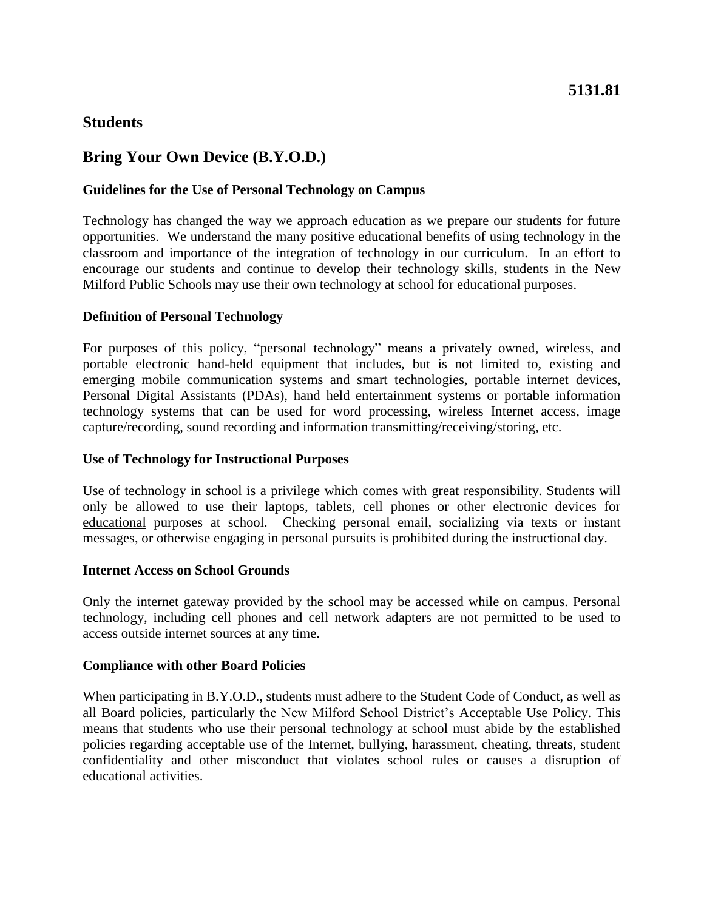**5131.81**

## Students

# Bring Your Own Device (B.Y.O.D.)

### Guidelines for the Use of Personal Technology on Campus

Technology has changed the way we approach education as we prepare our students for future opportunities. We understand the many positive educational benefits of using technology in the classroom and importance of the integration of technology in our curriculum. In an effort to encourage our students and continue to develop their technology skills, students in the New Milford Public Schools may use their own technology at school for educational purposes.

### Definition of Personal Technology

For purposes of this policy, "personal technology" means a privately owned, wireless, and portable electronic hand-held equipment that includes, but is not limited to, existing and emerging mobile communication systems and smart technologies, portable internet devices, Personal Digital Assistants (PDAs), hand held entertainment systems or portable information technology systems that can be used for word processing, wireless Internet access, image capture/recording, sound recording and information transmitting/receiving/storing, etc.

### Use of Technology for Instructional Purposes

Use of technology in school is a privilege which comes with great responsibility. Students will only be allowed to use their laptops, tablets, cell phones or other electronic devices for educational purposes at school. Checking personal email, socializing via texts or instant messages, or otherwise engaging in personal pursuits is prohibited during the instructional day.

### Internet Access on School Grounds

Only the internet gateway provided by the school may be accessed while on campus. Personal technology, including cell phones and cell network adapters are not permitted to be used to access outside internet sources at any time.

### Compliance with other Board Policies

When participating in B.Y.O.D., students must adhere to the Student Code of Conduct, as well as all Board policies, particularly the New Milford School District's Acceptable Use Policy. This means that students who use their personal technology at school must abide by the established policies regarding acceptable use of the Internet, bullying, harassment, cheating, threats, student confidentiality and other misconduct that violates school rules or causes a disruption of educational activities.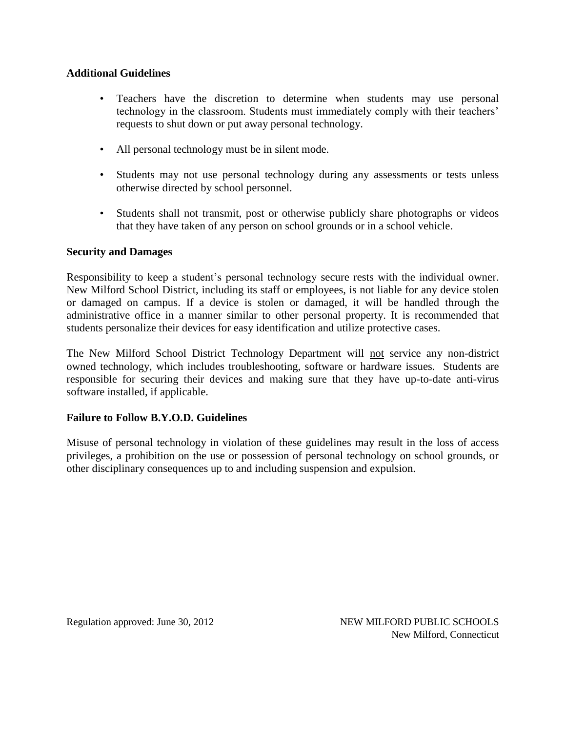**Additional Guidelines**

- Teachers have the discretion to determine when students may use personal technology in the classroom. Students must immediately comply with their teachers' requests to shut down or put away personal technology.
- All personal technology must be in silent mode.
- Students may not use personal technology during any assessments or tests unless otherwise directed by school personnel.
- Students shall not transmit, post or otherwise publicly share photographs or videos that they have taken of any person on school grounds or in a school vehicle.

**Security and Damages**

Responsibility to keep a student's personal technology secure rests with the individual owner. New Milford School District, including its staff or employees, is not liable for any device stolen or damaged on campus. If a device is stolen or damaged, it will be handled through the administrative office in a manner similar to other personal property. It is recommended that students personalize their devices for easy identification and utilize protective cases.

The New Milford School District Technology Department will <u>not</u> service any non-district owned technology, which includes troubleshooting, software or hardware issues. Students are responsible for securing their devices and making sure that they have up-to-date anti-virus software installed, if applicable.

**Failure to Follow B.Y.O.D. Guidelines**

Misuse of personal technology in violation of these guidelines may result in the loss of access privileges, a prohibition on the use or possession of personal technology on school grounds, or other disciplinary consequences up to and including suspension and expulsion.

Regulation approved: June 30, 2012

NEW MILFORD PUBLIC SCHOOLS
New Milford, Connecticut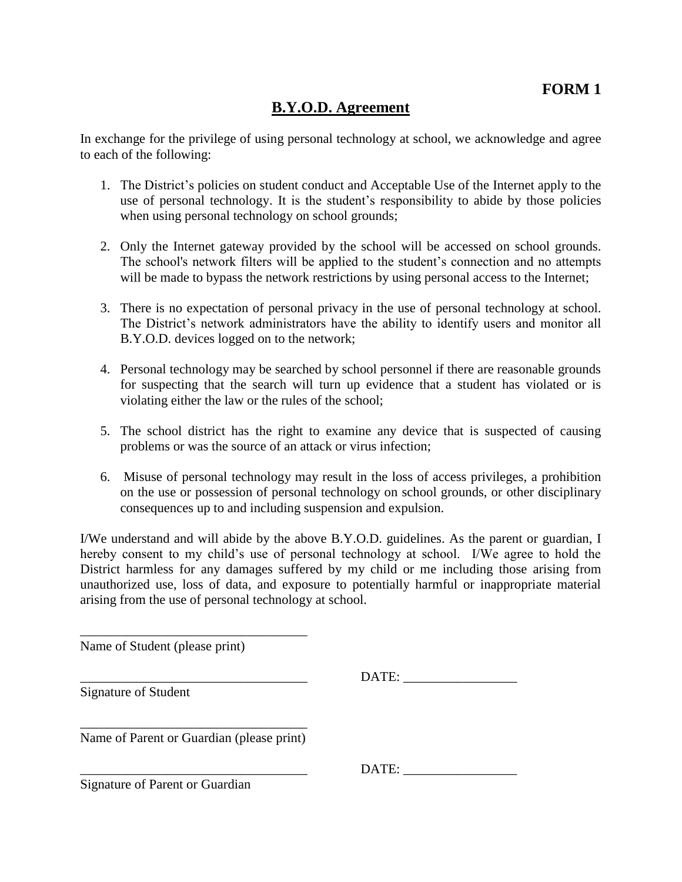**FORM 1**

# B.Y.O.D. Agreement

In exchange for the privilege of using personal technology at school, we acknowledge and agree to each of the following:

1. The District's policies on student conduct and Acceptable Use of the Internet apply to the use of personal technology. It is the student's responsibility to abide by those policies when using personal technology on school grounds;
2. Only the Internet gateway provided by the school will be accessed on school grounds. The school's network filters will be applied to the student's connection and no attempts will be made to bypass the network restrictions by using personal access to the Internet;
3. There is no expectation of personal privacy in the use of personal technology at school. The District's network administrators have the ability to identify users and monitor all B.Y.O.D. devices logged on to the network;
4. Personal technology may be searched by school personnel if there are reasonable grounds for suspecting that the search will turn up evidence that a student has violated or is violating either the law or the rules of the school;
5. The school district has the right to examine any device that is suspected of causing problems or was the source of an attack or virus infection;
6. Misuse of personal technology may result in the loss of access privileges, a prohibition on the use or possession of personal technology on school grounds, or other disciplinary consequences up to and including suspension and expulsion.

I/We understand and will abide by the above B.Y.O.D. guidelines. As the parent or guardian, I hereby consent to my child's use of personal technology at school. I/We agree to hold the District harmless for any damages suffered by my child or me including those arising from unauthorized use, loss of data, and exposure to potentially harmful or inappropriate material arising from the use of personal technology at school.

___________________________________
Name of Student (please print)

___________________________________ DATE: _________________
Signature of Student

___________________________________
Name of Parent or Guardian (please print)

___________________________________ DATE: _________________
Signature of Parent or Guardian